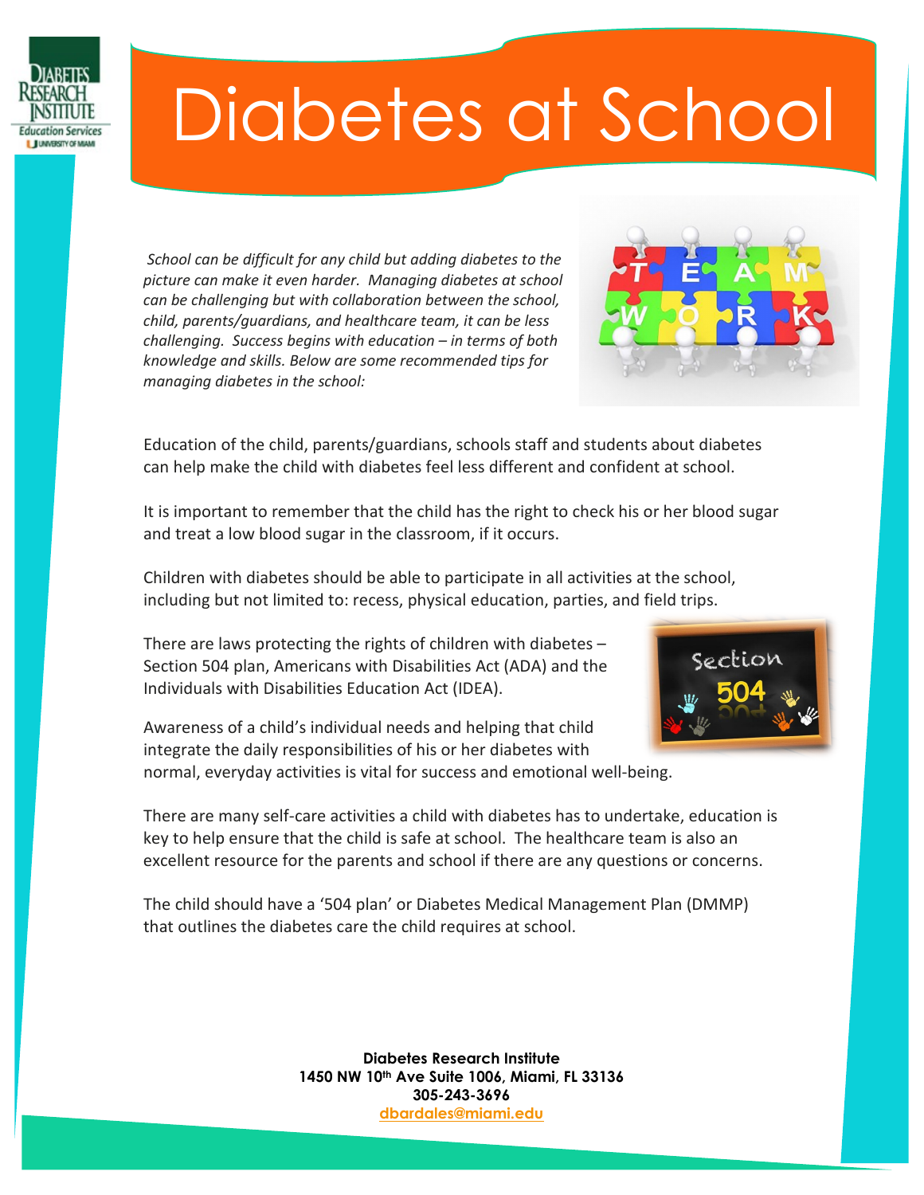# Diabetes at School

*School can be difficult for any child but adding diabetes to the picture can make it even harder. Managing diabetes at school can be challenging but with collaboration between the school, child, parents/guardians, and healthcare team, it can be less challenging. Success begins with education – in terms of both knowledge and skills. Below are some recommended tips for managing diabetes in the school:*

Education of the child, parents/guardians, schools staff and students about diabetes can help make the child with diabetes feel less different and confident at school.

It is important to remember that the child has the right to check his or her blood sugar and treat a low blood sugar in the classroom, if it occurs.

Children with diabetes should be able to participate in all activities at the school, including but not limited to: recess, physical education, parties, and field trips.

There are laws protecting the rights of children with diabetes – Section 504 plan, Americans with Disabilities Act (ADA) and the Individuals with Disabilities Education Act (IDEA).

Awareness of a child's individual needs and helping that child integrate the daily responsibilities of his or her diabetes with normal, everyday activities is vital for success and emotional well-being.

There are many self-care activities a child with diabetes has to undertake, education is key to help ensure that the child is safe at school. The healthcare team is also an excellent resource for the parents and school if there are any questions or concerns.

The child should have a '504 plan' or Diabetes Medical Management Plan (DMMP) that outlines the diabetes care the child requires at school.

**Diabetes Research Institute**
**1450 NW 10th Ave Suite 1006, Miami, FL 33136**
**305-243-3696**
**dbardales@miami.edu**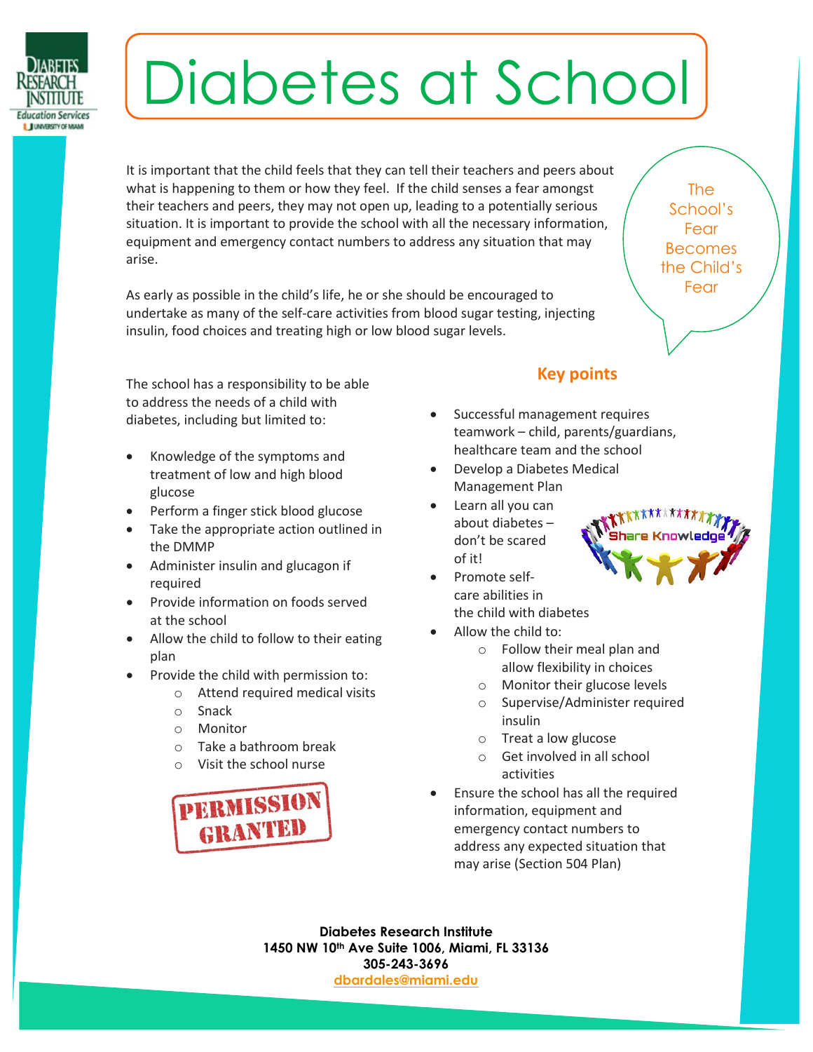# Diabetes at School

It is important that the child feels that they can tell their teachers and peers about what is happening to them or how they feel. If the child senses a fear amongst their teachers and peers, they may not open up, leading to a potentially serious situation. It is important to provide the school with all the necessary information, equipment and emergency contact numbers to address any situation that may arise.

As early as possible in the child's life, he or she should be encouraged to undertake as many of the self-care activities from blood sugar testing, injecting insulin, food choices and treating high or low blood sugar levels.

The School's Fear Becomes the Child's Fear

The school has a responsibility to be able to address the needs of a child with diabetes, including but limited to:

- Knowledge of the symptoms and treatment of low and high blood glucose
- Perform a finger stick blood glucose
- Take the appropriate action outlined in the DMMP
- Administer insulin and glucagon if required
- Provide information on foods served at the school
- Allow the child to follow to their eating plan
- Provide the child with permission to:
  - Attend required medical visits
  - Snack
  - Monitor
  - Take a bathroom break
  - Visit the school nurse

PERMISSION GRANTED

## Key points

- Successful management requires teamwork – child, parents/guardians, healthcare team and the school
- Develop a Diabetes Medical Management Plan
- Learn all you can about diabetes – don't be scared of it!
- Promote self-care abilities in the child with diabetes
- Allow the child to:
  - Follow their meal plan and allow flexibility in choices
  - Monitor their glucose levels
  - Supervise/Administer required insulin
  - Treat a low glucose
  - Get involved in all school activities
- Ensure the school has all the required information, equipment and emergency contact numbers to address any expected situation that may arise (Section 504 Plan)

Share Knowledge

**Diabetes Research Institute**
**1450 NW 10th Ave Suite 1006, Miami, FL 33136**
**305-243-3696**
**dbardales@miami.edu**